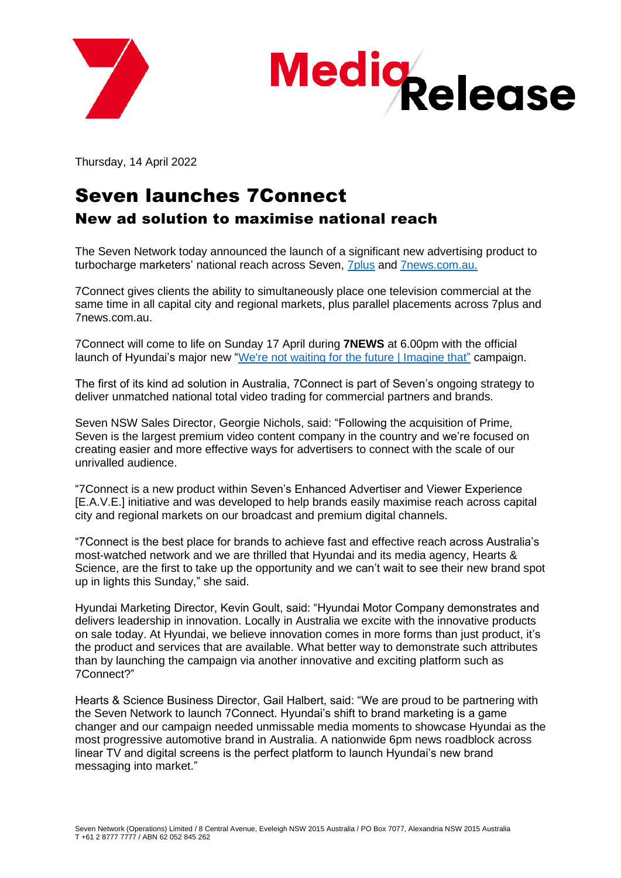Media Release

Thursday, 14 April 2022

# Seven launches 7Connect

## New ad solution to maximise national reach

The Seven Network today announced the launch of a significant new advertising product to turbocharge marketers' national reach across Seven, 7plus and 7news.com.au.

7Connect gives clients the ability to simultaneously place one television commercial at the same time in all capital city and regional markets, plus parallel placements across 7plus and 7news.com.au.

7Connect will come to life on Sunday 17 April during **7NEWS** at 6.00pm with the official launch of Hyundai's major new "We're not waiting for the future | Imagine that" campaign.

The first of its kind ad solution in Australia, 7Connect is part of Seven's ongoing strategy to deliver unmatched national total video trading for commercial partners and brands.

Seven NSW Sales Director, Georgie Nichols, said: "Following the acquisition of Prime, Seven is the largest premium video content company in the country and we're focused on creating easier and more effective ways for advertisers to connect with the scale of our unrivalled audience.

"7Connect is a new product within Seven's Enhanced Advertiser and Viewer Experience [E.A.V.E.] initiative and was developed to help brands easily maximise reach across capital city and regional markets on our broadcast and premium digital channels.

"7Connect is the best place for brands to achieve fast and effective reach across Australia's most-watched network and we are thrilled that Hyundai and its media agency, Hearts & Science, are the first to take up the opportunity and we can't wait to see their new brand spot up in lights this Sunday," she said.

Hyundai Marketing Director, Kevin Goult, said: "Hyundai Motor Company demonstrates and delivers leadership in innovation. Locally in Australia we excite with the innovative products on sale today. At Hyundai, we believe innovation comes in more forms than just product, it's the product and services that are available. What better way to demonstrate such attributes than by launching the campaign via another innovative and exciting platform such as 7Connect?"

Hearts & Science Business Director, Gail Halbert, said: "We are proud to be partnering with the Seven Network to launch 7Connect. Hyundai's shift to brand marketing is a game changer and our campaign needed unmissable media moments to showcase Hyundai as the most progressive automotive brand in Australia. A nationwide 6pm news roadblock across linear TV and digital screens is the perfect platform to launch Hyundai's new brand messaging into market."

Seven Network (Operations) Limited / 8 Central Avenue, Eveleigh NSW 2015 Australia / PO Box 7077, Alexandria NSW 2015 Australia
T +61 2 8777 7777 / ABN 62 052 845 262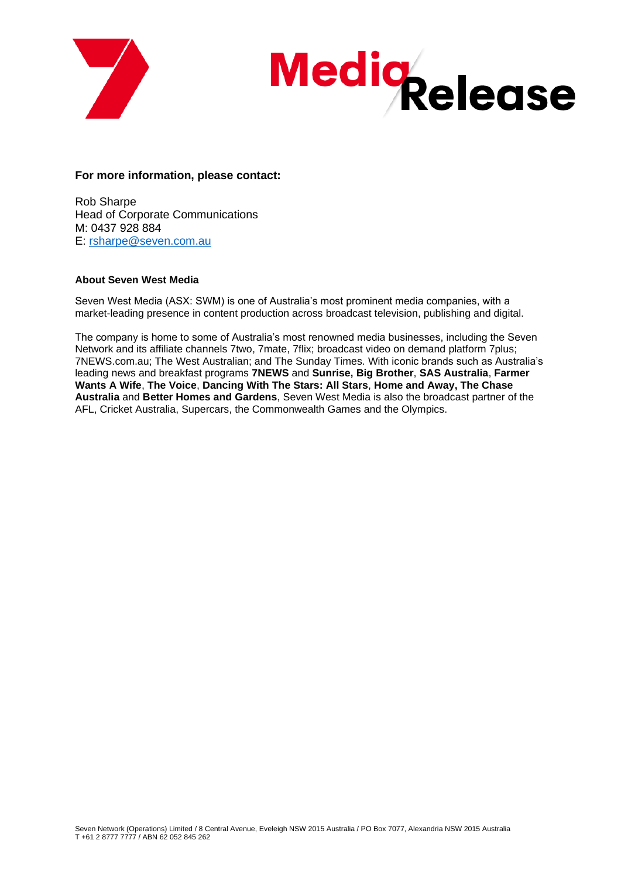**For more information, please contact:**

Rob Sharpe
Head of Corporate Communications
M: 0437 928 884
E: rsharpe@seven.com.au

**About Seven West Media**

Seven West Media (ASX: SWM) is one of Australia's most prominent media companies, with a market-leading presence in content production across broadcast television, publishing and digital.

The company is home to some of Australia's most renowned media businesses, including the Seven Network and its affiliate channels 7two, 7mate, 7flix; broadcast video on demand platform 7plus; 7NEWS.com.au; The West Australian; and The Sunday Times. With iconic brands such as Australia's leading news and breakfast programs **7NEWS** and **Sunrise, Big Brother**, **SAS Australia**, **Farmer Wants A Wife**, **The Voice**, **Dancing With The Stars: All Stars**, **Home and Away, The Chase Australia** and **Better Homes and Gardens**, Seven West Media is also the broadcast partner of the AFL, Cricket Australia, Supercars, the Commonwealth Games and the Olympics.

Seven Network (Operations) Limited / 8 Central Avenue, Eveleigh NSW 2015 Australia / PO Box 7077, Alexandria NSW 2015 Australia
T +61 2 8777 7777 / ABN 62 052 845 262